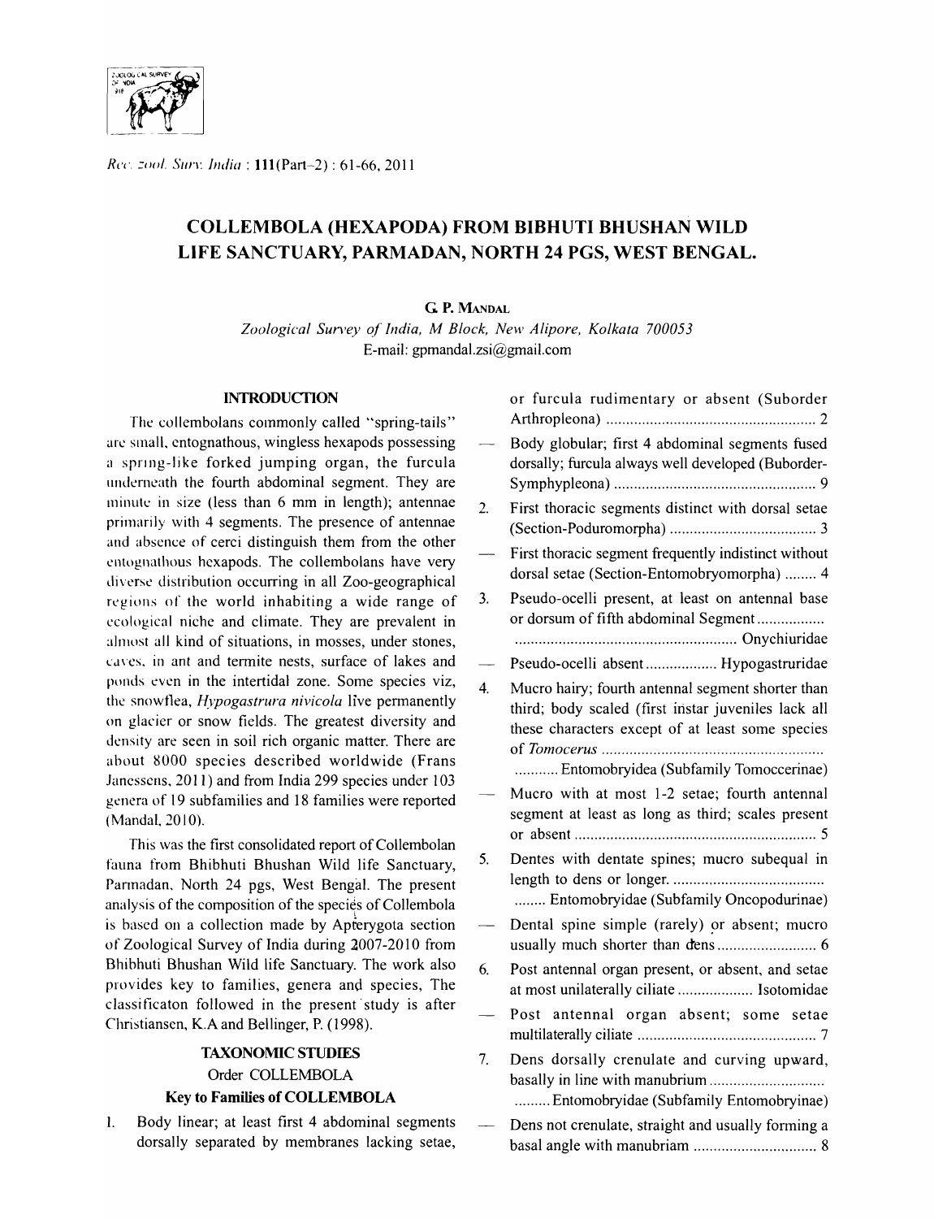# COLLEMBOLA (HEXAPODA) FROM BIBHUTI BHUSHAN WILD LIFE SANCTUARY, PARMADAN, NORTH 24 PGS, WEST BENGAL.

**G. P. MANDAL**

*Zoological Survey of India, M Block, New Alipore, Kolkata 700053*
E-mail: gpmandal.zsi@gmail.com

## INTRODUCTION

The collembolans commonly called "spring-tails" are small, entognathous, wingless hexapods possessing a spring-like forked jumping organ, the furcula underneath the fourth abdominal segment. They are minute in size (less than 6 mm in length); antennae primarily with 4 segments. The presence of antennae and absence of cerci distinguish them from the other entognathous hexapods. The collembolans have very diverse distribution occurring in all Zoo-geographical regions of the world inhabiting a wide range of ecological niche and climate. They are prevalent in almost all kind of situations, in mosses, under stones, caves, in ant and termite nests, surface of lakes and ponds even in the intertidal zone. Some species viz, the snowflea, *Hypogastrura nivicola* live permanently on glacier or snow fields. The greatest diversity and density are seen in soil rich organic matter. There are about 8000 species described worldwide (Frans Janessens, 2011) and from India 299 species under 103 genera of 19 subfamilies and 18 families were reported (Mandal, 2010).

This was the first consolidated report of Collembolan fauna from Bhibhuti Bhushan Wild life Sanctuary, Parmadan, North 24 pgs, West Bengal. The present analysis of the composition of the species of Collembola is based on a collection made by Apterygota section of Zoological Survey of India during 2007-2010 from Bhibhuti Bhushan Wild life Sanctuary. The work also provides key to families, genera and species, The classificaton followed in the present study is after Christiansen, K.A and Bellinger, P. (1998).

## TAXONOMIC STUDIES

### Order COLLEMBOLA

### Key to Families of COLLEMBOLA

1. Body linear; at least first 4 abdominal segments dorsally separated by membranes lacking setae, or furcula rudimentary or absent (Suborder Arthropleona) .................................................... 2
— Body globular; first 4 abdominal segments fused dorsally; furcula always well developed (Buborder-Symphypleona) .................................................. 9
2. First thoracic segments distinct with dorsal setae (Section-Poduromorpha) ..................................... 3
— First thoracic segment frequently indistinct without dorsal setae (Section-Entomobryomorpha) ........ 4
3. Pseudo-ocelli present, at least on antennal base or dorsum of fifth abdominal Segment ................. ........................................................ Onychiuridae
— Pseudo-ocelli absent .................. Hypogastruridae
4. Mucro hairy; fourth antennal segment shorter than third; body scaled (first instar juveniles lack all these characters except of at least some species of *Tomocerus* ....................................................... ........... Entomobryidea (Subfamily Tomoccerinae)
— Mucro with at most 1-2 setae; fourth antennal segment at least as long as third; scales present or absent ............................................................ 5
5. Dentes with dentate spines; mucro subequal in length to dens or longer. ...................................... ........ Entomobryidae (Subfamily Oncopodurinae)
— Dental spine simple (rarely) or absent; mucro usually much shorter than dens ......................... 6
6. Post antennal organ present, or absent, and setae at most unilaterally ciliate ................... Isotomidae
— Post antennal organ absent; some setae multilaterally ciliate ............................................ 7
7. Dens dorsally crenulate and curving upward, basally in line with manubrium ............................ ......... Entomobryidae (Subfamily Entomobryinae)
— Dens not crenulate, straight and usually forming a basal angle with manubriam ............................... 8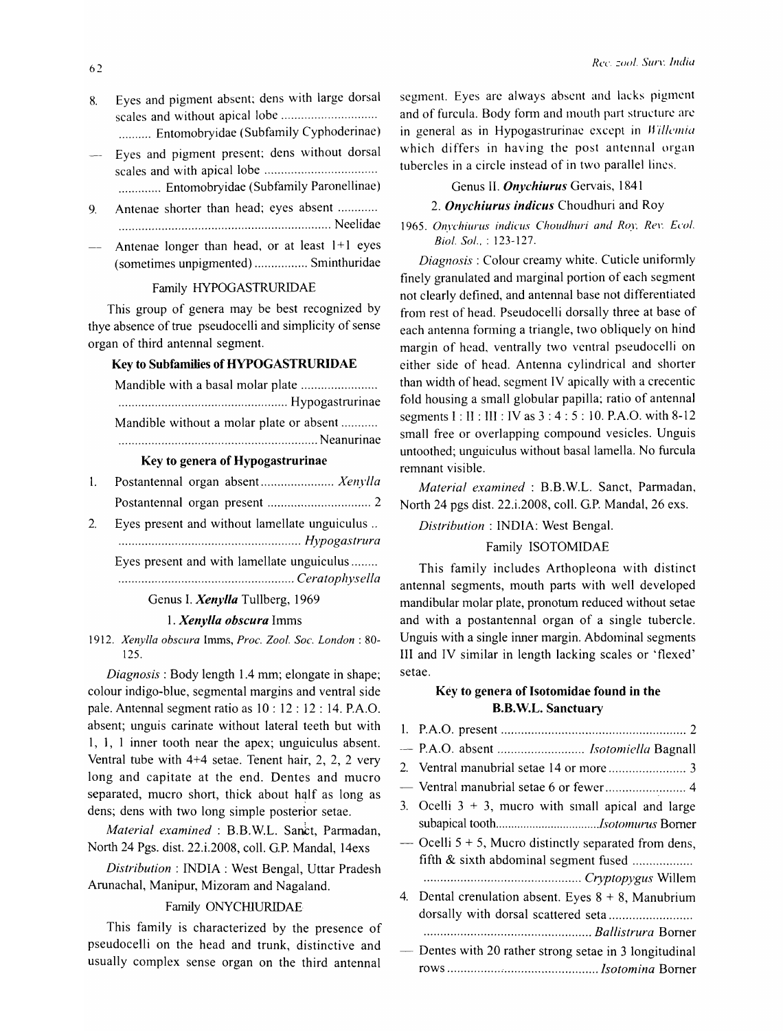8. Eyes and pigment absent; dens with large dorsal scales and without apical lobe .......................... Entomobryidae (Subfamily Cyphoderinae)

— Eyes and pigment present; dens without dorsal scales and with apical lobe .......................... Entomobryidae (Subfamily Paronellinae)

9. Antenae shorter than head; eyes absent .......................... Neelidae

— Antenae longer than head, or at least 1+1 eyes (sometimes unpigmented) .......................... Sminthuridae

### Family HYPOGASTRURIDAE

This group of genera may be best recognized by thye absence of true pseudocelli and simplicity of sense organ of third antennal segment.

#### Key to Subfamilies of HYPOGASTRURIDAE

Mandible with a basal molar plate .......................... Hypogastrurinae

Mandible without a molar plate or absent .......................... Neanurinae

#### Key to genera of Hypogastrurinae

1. Postantennal organ absent .......................... *Xenylla*

Postantennal organ present .......................... 2

2. Eyes present and without lamellate unguiculus .......................... *Hypogastrura*

Eyes present and with lamellate unguiculus .......................... *Ceratophysella*

#### Genus I. ***Xenylla*** Tullberg, 1969

##### 1. ***Xenylla obscura*** Imms

1912. *Xenylla obscura* Imms, *Proc. Zool. Soc. London* : 80-125.

*Diagnosis* : Body length 1.4 mm; elongate in shape; colour indigo-blue, segmental margins and ventral side pale. Antennal segment ratio as 10 : 12 : 12 : 14. P.A.O. absent; unguis carinate without lateral teeth but with 1, 1, 1 inner tooth near the apex; unguiculus absent. Ventral tube with 4+4 setae. Tenent hair, 2, 2, 2 very long and capitate at the end. Dentes and mucro separated, mucro short, thick about half as long as dens; dens with two long simple posterior setae.

*Material examined* : B.B.W.L. Sanct, Parmadan, North 24 Pgs. dist. 22.i.2008, coll. G.P. Mandal, 14exs

*Distribution* : INDIA : West Bengal, Uttar Pradesh Arunachal, Manipur, Mizoram and Nagaland.

### Family ONYCHIURIDAE

This family is characterized by the presence of pseudocelli on the head and trunk, distinctive and usually complex sense organ on the third antennal segment. Eyes are always absent and lacks pigment and of furcula. Body form and mouth part structure are in general as in Hypogastrurinae except in *Willemia* which differs in having the post antennal organ tubercles in a circle instead of in two parallel lines.

#### Genus II. ***Onychiurus*** Gervais, 1841

##### 2. ***Onychiurus indicus*** Choudhuri and Roy

1965. *Onychiurus indicus Choudhuri and Roy, Rev. Ecol. Biol. Sol.*, : 123-127.

*Diagnosis* : Colour creamy white. Cuticle uniformly finely granulated and marginal portion of each segment not clearly defined, and antennal base not differentiated from rest of head. Pseudocelli dorsally three at base of each antenna forming a triangle, two obliquely on hind margin of head, ventrally two ventral pseudocelli on either side of head. Antenna cylindrical and shorter than width of head, segment IV apically with a crecentic fold housing a small globular papilla; ratio of antennal segments I : II : III : IV as 3 : 4 : 5 : 10. P.A.O. with 8-12 small free or overlapping compound vesicles. Unguis untoothed; unguiculus without basal lamella. No furcula remnant visible.

*Material examined* : B.B.W.L. Sanct, Parmadan, North 24 pgs dist. 22.i.2008, coll. G.P. Mandal, 26 exs.

*Distribution* : INDIA: West Bengal.

### Family ISOTOMIDAE

This family includes Arthopleona with distinct antennal segments, mouth parts with well developed mandibular molar plate, pronotum reduced without setae and with a postantennal organ of a single tubercle. Unguis with a single inner margin. Abdominal segments III and IV similar in length lacking scales or 'flexed' setae.

#### Key to genera of Isotomidae found in the B.B.W.L. Sanctuary

1. P.A.O. present .......................... 2

— P.A.O. absent .......................... *Isotomiella* Bagnall

2. Ventral manubrial setae 14 or more .......................... 3

— Ventral manubrial setae 6 or fewer .......................... 4

3. Ocelli 3 + 3, mucro with small apical and large subapical tooth .......................... *Isotomurus* Borner

— Ocelli 5 + 5, Mucro distinctly separated from dens, fifth & sixth abdominal segment fused .......................... *Cryptopygus* Willem

4. Dental crenulation absent. Eyes 8 + 8, Manubrium dorsally with dorsal scattered seta .......................... *Ballistrura* Borner

— Dentes with 20 rather strong setae in 3 longitudinal rows .......................... *Isotomina* Borner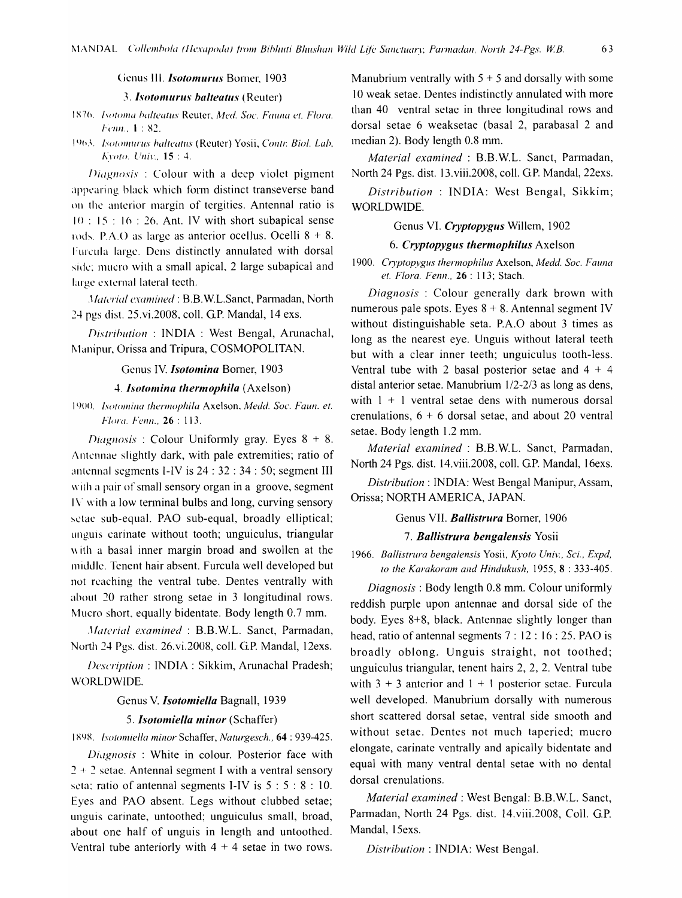Genus III. ***Isotomurus*** Borner, 1903

3. ***Isotomurus balteatus*** (Reuter)

1876. *Isotoma balteatus* Reuter, *Med. Soc. Fauna et. Flora. Fenn.*, **1** : 82.

1963. *Isotomurus balteatus* (Reuter) Yosii, *Contr. Biol. Lab, Kyoto. Univ.*, **15** : 4.

*Diagnosis* : Colour with a deep violet pigment appearing black which form distinct transeverse band on the anterior margin of tergities. Antennal ratio is 10 : 15 : 16 : 26. Ant. IV with short subapical sense rods. P.A.O as large as anterior ocellus. Ocelli 8 + 8. Furcula large. Dens distinctly annulated with dorsal side; mucro with a small apical, 2 large subapical and large external lateral teeth.

*Material examined* : B.B.W.L.Sanct, Parmadan, North 24 pgs dist. 25.vi.2008, coll. G.P. Mandal, 14 exs.

*Distribution* : INDIA : West Bengal, Arunachal, Manipur, Orissa and Tripura, COSMOPOLITAN.

Genus IV. ***Isotomina*** Borner, 1903

4. ***Isotomina thermophila*** (Axelson)

1900. *Isotomina thermophila* Axelson, *Medd. Soc. Faun. et. Flora. Fenn.*, **26** : 113.

*Diagnosis* : Colour Uniformly gray. Eyes 8 + 8. Antennae slightly dark, with pale extremities; ratio of antennal segments I-IV is 24 : 32 : 34 : 50; segment III with a pair of small sensory organ in a groove, segment IV with a low terminal bulbs and long, curving sensory setae sub-equal. PAO sub-equal, broadly elliptical; unguis carinate without tooth; unguiculus, triangular with a basal inner margin broad and swollen at the middle. Tenent hair absent. Furcula well developed but not reaching the ventral tube. Dentes ventrally with about 20 rather strong setae in 3 longitudinal rows. Mucro short, equally bidentate. Body length 0.7 mm.

*Material examined* : B.B.W.L. Sanct, Parmadan, North 24 Pgs. dist. 26.vi.2008, coll. G.P. Mandal, 12exs.

*Description* : INDIA : Sikkim, Arunachal Pradesh; WORLDWIDE.

Genus V. ***Isotomiella*** Bagnall, 1939

5. ***Isotomiella minor*** (Schaffer)

1898. *Isotomiella minor* Schaffer, *Naturgesch.*, **64** : 939-425.

*Diagnosis* : White in colour. Posterior face with 2 + 2 setae. Antennal segment I with a ventral sensory seta; ratio of antennal segments I-IV is 5 : 5 : 8 : 10. Eyes and PAO absent. Legs without clubbed setae; unguis carinate, untoothed; unguiculus small, broad, about one half of unguis in length and untoothed. Ventral tube anteriorly with 4 + 4 setae in two rows. Manubrium ventrally with 5 + 5 and dorsally with some 10 weak setae. Dentes indistinctly annulated with more than 40 ventral setae in three longitudinal rows and dorsal setae 6 weaksetae (basal 2, parabasal 2 and median 2). Body length 0.8 mm.

*Material examined* : B.B.W.L. Sanct, Parmadan, North 24 Pgs. dist. 13.viii.2008, coll. G.P. Mandal, 22exs.

*Distribution* : INDIA: West Bengal, Sikkim; WORLDWIDE.

Genus VI. ***Cryptopygus*** Willem, 1902

6. ***Cryptopygus thermophilus*** Axelson

1900. *Cryptopygus thermophilus* Axelson, *Medd. Soc. Fauna et. Flora. Fenn.*, **26** : 113; Stach.

*Diagnosis* : Colour generally dark brown with numerous pale spots. Eyes 8 + 8. Antennal segment IV without distinguishable seta. P.A.O about 3 times as long as the nearest eye. Unguis without lateral teeth but with a clear inner teeth; unguiculus tooth-less. Ventral tube with 2 basal posterior setae and 4 + 4 distal anterior setae. Manubrium 1/2-2/3 as long as dens, with 1 + 1 ventral setae dens with numerous dorsal crenulations, 6 + 6 dorsal setae, and about 20 ventral setae. Body length 1.2 mm.

*Material examined* : B.B.W.L. Sanct, Parmadan, North 24 Pgs. dist. 14.viii.2008, coll. G.P. Mandal, 16exs.

*Distribution* : INDIA: West Bengal Manipur, Assam, Orissa; NORTH AMERICA, JAPAN.

Genus VII. ***Ballistrura*** Borner, 1906

7. ***Ballistrura bengalensis*** Yosii

1966. *Ballistrura bengalensis* Yosii, *Kyoto Univ., Sci., Expd, to the Karakoram and Hindukush,* 1955, **8** : 333-405.

*Diagnosis* : Body length 0.8 mm. Colour uniformly reddish purple upon antennae and dorsal side of the body. Eyes 8+8, black. Antennae slightly longer than head, ratio of antennal segments 7 : 12 : 16 : 25. PAO is broadly oblong. Unguis straight, not toothed; unguiculus triangular, tenent hairs 2, 2, 2. Ventral tube with 3 + 3 anterior and 1 + 1 posterior setae. Furcula well developed. Manubrium dorsally with numerous short scattered dorsal setae, ventral side smooth and without setae. Dentes not much taperied; mucro elongate, carinate ventrally and apically bidentate and equal with many ventral dental setae with no dental dorsal crenulations.

*Material examined* : West Bengal: B.B.W.L. Sanct, Parmadan, North 24 Pgs. dist. 14.viii.2008, Coll. G.P. Mandal, 15exs.

*Distribution* : INDIA: West Bengal.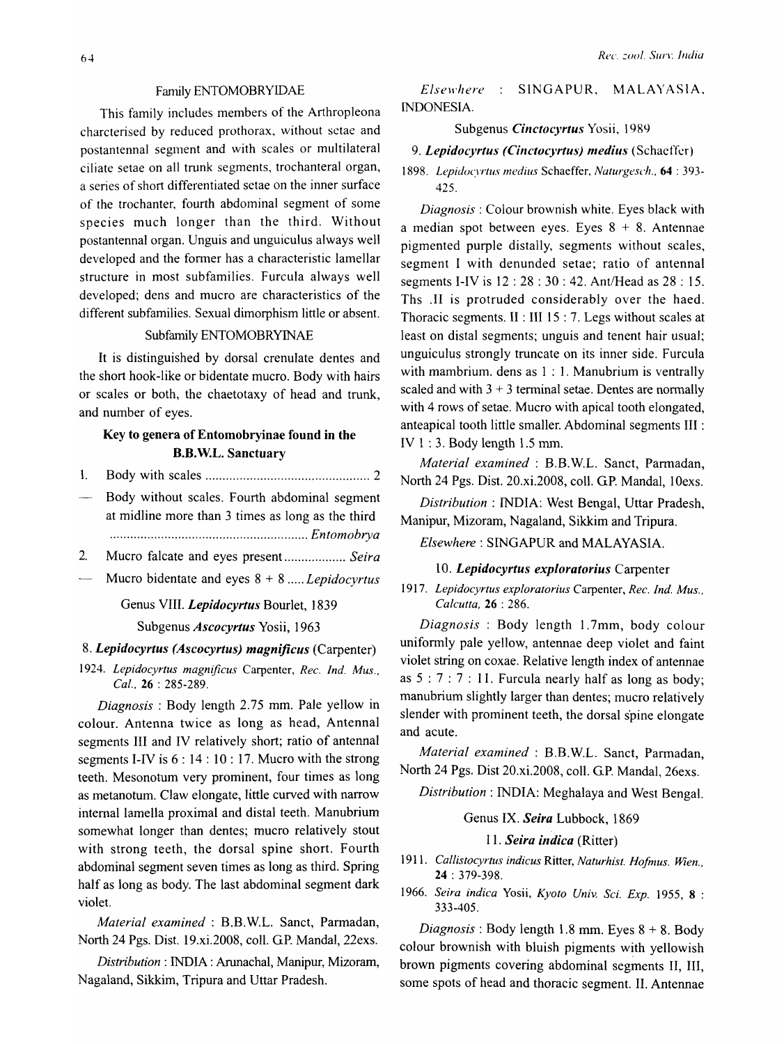### Family ENTOMOBRYIDAE

This family includes members of the Arthropleona charcterised by reduced prothorax, without setae and postantennal segment and with scales or multilateral ciliate setae on all trunk segments, trochanteral organ, a series of short differentiated setae on the inner surface of the trochanter, fourth abdominal segment of some species much longer than the third. Without postantennal organ. Unguis and unguiculus always well developed and the former has a characteristic lamellar structure in most subfamilies. Furcula always well developed; dens and mucro are characteristics of the different subfamilies. Sexual dimorphism little or absent.

#### Subfamily ENTOMOBRYINAE

It is distinguished by dorsal crenulate dentes and the short hook-like or bidentate mucro. Body with hairs or scales or both, the chaetotaxy of head and trunk, and number of eyes.

**Key to genera of Entomobryinae found in the B.B.W.L. Sanctuary**

1. Body with scales ................................................ 2
— Body without scales. Fourth abdominal segment at midline more than 3 times as long as the third .......................................................... *Entomobrya*
2. Mucro falcate and eyes present .................. *Seira*
— Mucro bidentate and eyes 8 + 8 ..... *Lepidocyrtus*

Genus VIII. ***Lepidocyrtus*** Bourlet, 1839

Subgenus ***Ascocyrtus*** Yosii, 1963

8. ***Lepidocyrtus (Ascocyrtus) magnificus*** (Carpenter)

1924. *Lepidocyrtus magnificus* Carpenter, *Rec. Ind. Mus., Cal.*, **26** : 285-289.

*Diagnosis* : Body length 2.75 mm. Pale yellow in colour. Antenna twice as long as head, Antennal segments III and IV relatively short; ratio of antennal segments I-IV is 6 : 14 : 10 : 17. Mucro with the strong teeth. Mesonotum very prominent, four times as long as metanotum. Claw elongate, little curved with narrow internal lamella proximal and distal teeth. Manubrium somewhat longer than dentes; mucro relatively stout with strong teeth, the dorsal spine short. Fourth abdominal segment seven times as long as third. Spring half as long as body. The last abdominal segment dark violet.

*Material examined* : B.B.W.L. Sanct, Parmadan, North 24 Pgs. Dist. 19.xi.2008, coll. G.P. Mandal, 22exs.

*Distribution* : INDIA : Arunachal, Manipur, Mizoram, Nagaland, Sikkim, Tripura and Uttar Pradesh.

*Elsewhere* : SINGAPUR, MALAYASIA, INDONESIA.

Subgenus ***Cinctocyrtus*** Yosii, 1989

9. ***Lepidocyrtus (Cinctocyrtus) medius*** (Schaeffer)

1898. *Lepidocyrtus medius* Schaeffer, *Naturgesch.*, **64** : 393-425.

*Diagnosis* : Colour brownish white. Eyes black with a median spot between eyes. Eyes 8 + 8. Antennae pigmented purple distally, segments without scales, segment I with denunded setae; ratio of antennal segments I-IV is 12 : 28 : 30 : 42. Ant/Head as 28 : 15. Ths .II is protruded considerably over the haed. Thoracic segments. II : III 15 : 7. Legs without scales at least on distal segments; unguis and tenent hair usual; unguiculus strongly truncate on its inner side. Furcula with mambrium. dens as 1 : 1. Manubrium is ventrally scaled and with 3 + 3 terminal setae. Dentes are normally with 4 rows of setae. Mucro with apical tooth elongated, anteapical tooth little smaller. Abdominal segments III : IV 1 : 3. Body length 1.5 mm.

*Material examined* : B.B.W.L. Sanct, Parmadan, North 24 Pgs. Dist. 20.xi.2008, coll. G.P. Mandal, 10exs.

*Distribution* : INDIA: West Bengal, Uttar Pradesh, Manipur, Mizoram, Nagaland, Sikkim and Tripura.

*Elsewhere* : SINGAPUR and MALAYASIA.

10. ***Lepidocyrtus exploratorius*** Carpenter

1917. *Lepidocyrtus exploratorius* Carpenter, *Rec. Ind. Mus., Calcutta*, **26** : 286.

*Diagnosis* : Body length 1.7mm, body colour uniformly pale yellow, antennae deep violet and faint violet string on coxae. Relative length index of antennae as 5 : 7 : 7 : 11. Furcula nearly half as long as body; manubrium slightly larger than dentes; mucro relatively slender with prominent teeth, the dorsal spine elongate and acute.

*Material examined* : B.B.W.L. Sanct, Parmadan, North 24 Pgs. Dist 20.xi.2008, coll. G.P. Mandal, 26exs.

*Distribution* : INDIA: Meghalaya and West Bengal.

Genus IX. ***Seira*** Lubbock, 1869

11. ***Seira indica*** (Ritter)

1911. *Callistocyrtus indicus* Ritter, *Naturhist. Hofmus. Wien.*, **24** : 379-398.

1966. *Seira indica* Yosii, *Kyoto Univ. Sci. Exp.* 1955, **8** : 333-405.

*Diagnosis* : Body length 1.8 mm. Eyes 8 + 8. Body colour brownish with bluish pigments with yellowish brown pigments covering abdominal segments II, III, some spots of head and thoracic segment. II. Antennae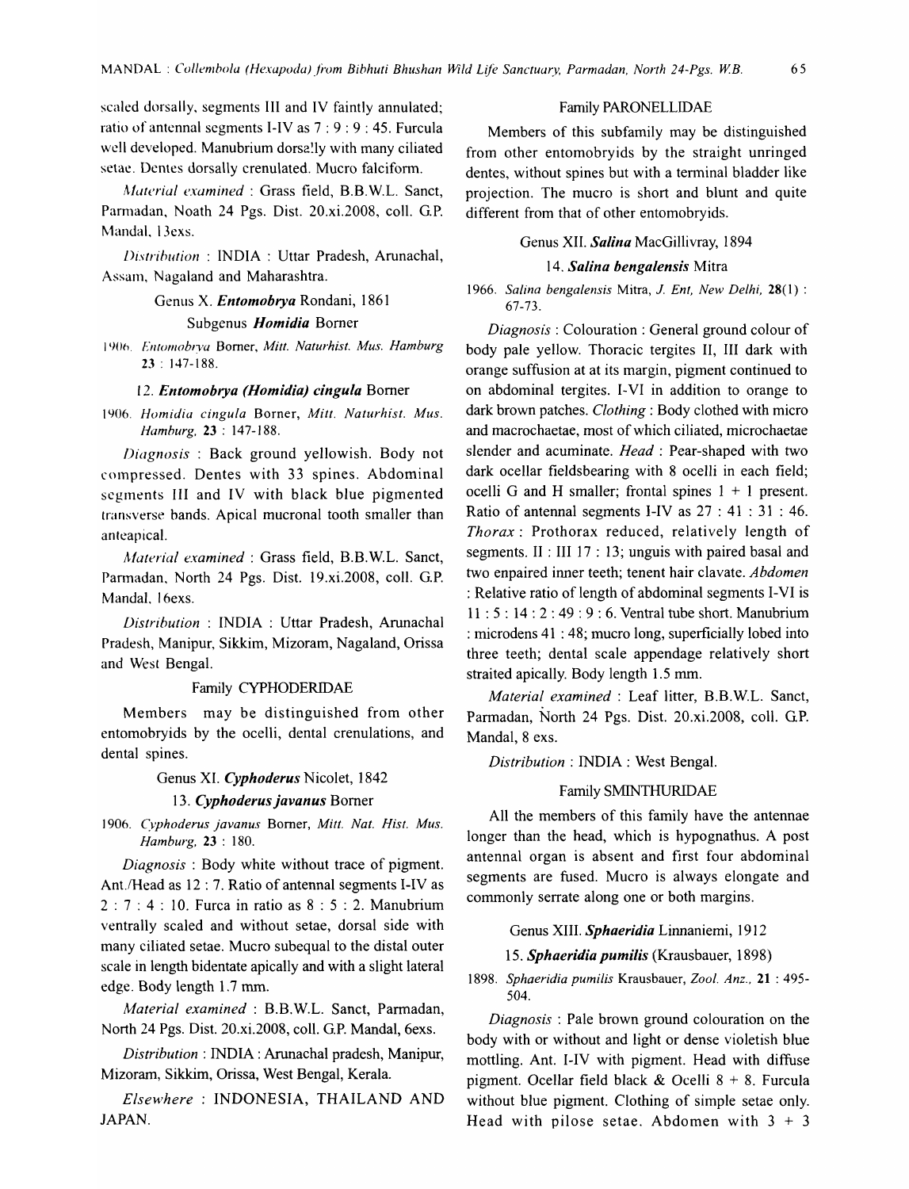scaled dorsally, segments III and IV faintly annulated; ratio of antennal segments I-IV as 7 : 9 : 9 : 45. Furcula well developed. Manubrium dorsally with many ciliated setae. Dentes dorsally crenulated. Mucro falciform.

*Material examined* : Grass field, B.B.W.L. Sanct, Parmadan, Noath 24 Pgs. Dist. 20.xi.2008, coll. G.P. Mandal, 13exs.

*Distribution* : INDIA : Uttar Pradesh, Arunachal, Assam, Nagaland and Maharashtra.

### Genus X. *Entomobrya* Rondani, 1861

### Subgenus *Homidia* Borner

1906. *Entomobrya* Borner, *Mitt. Naturhist. Mus. Hamburg* **23** : 147-188.

#### 12. *Entomobrya (Homidia) cingula* Borner

1906. *Homidia cingula* Borner, *Mitt. Naturhist. Mus. Hamburg*, **23** : 147-188.

*Diagnosis* : Back ground yellowish. Body not compressed. Dentes with 33 spines. Abdominal segments III and IV with black blue pigmented transverse bands. Apical mucronal tooth smaller than anteapical.

*Material examined* : Grass field, B.B.W.L. Sanct, Parmadan, North 24 Pgs. Dist. 19.xi.2008, coll. G.P. Mandal, 16exs.

*Distribution* : INDIA : Uttar Pradesh, Arunachal Pradesh, Manipur, Sikkim, Mizoram, Nagaland, Orissa and West Bengal.

## Family CYPHODERIDAE

Members may be distinguished from other entomobryids by the ocelli, dental crenulations, and dental spines.

### Genus XI. *Cyphoderus* Nicolet, 1842

#### 13. *Cyphoderus javanus* Borner

1906. *Cyphoderus javanus* Borner, *Mitt. Nat. Hist. Mus. Hamburg*, **23** : 180.

*Diagnosis* : Body white without trace of pigment. Ant./Head as 12 : 7. Ratio of antennal segments I-IV as 2 : 7 : 4 : 10. Furca in ratio as 8 : 5 : 2. Manubrium ventrally scaled and without setae, dorsal side with many ciliated setae. Mucro subequal to the distal outer scale in length bidentate apically and with a slight lateral edge. Body length 1.7 mm.

*Material examined* : B.B.W.L. Sanct, Parmadan, North 24 Pgs. Dist. 20.xi.2008, coll. G.P. Mandal, 6exs.

*Distribution* : INDIA : Arunachal pradesh, Manipur, Mizoram, Sikkim, Orissa, West Bengal, Kerala.

*Elsewhere* : INDONESIA, THAILAND AND JAPAN.

## Family PARONELLIDAE

Members of this subfamily may be distinguished from other entomobryids by the straight unringed dentes, without spines but with a terminal bladder like projection. The mucro is short and blunt and quite different from that of other entomobryids.

### Genus XII. *Salina* MacGillivray, 1894

#### 14. *Salina bengalensis* Mitra

1966. *Salina bengalensis* Mitra, *J. Ent, New Delhi*, **28**(1) : 67-73.

*Diagnosis* : Colouration : General ground colour of body pale yellow. Thoracic tergites II, III dark with orange suffusion at at its margin, pigment continued to on abdominal tergites. I-VI in addition to orange to dark brown patches. *Clothing* : Body clothed with micro and macrochaetae, most of which ciliated, microchaetae slender and acuminate. *Head* : Pear-shaped with two dark ocellar fieldsbearing with 8 ocelli in each field; ocelli G and H smaller; frontal spines 1 + 1 present. Ratio of antennal segments I-IV as 27 : 41 : 31 : 46. *Thorax* : Prothorax reduced, relatively length of segments. II : III 17 : 13; unguis with paired basal and two enpaired inner teeth; tenent hair clavate. *Abdomen* : Relative ratio of length of abdominal segments I-VI is 11 : 5 : 14 : 2 : 49 : 9 : 6. Ventral tube short. Manubrium : microdens 41 : 48; mucro long, superficially lobed into three teeth; dental scale appendage relatively short straited apically. Body length 1.5 mm.

*Material examined* : Leaf litter, B.B.W.L. Sanct, Parmadan, North 24 Pgs. Dist. 20.xi.2008, coll. G.P. Mandal, 8 exs.

*Distribution* : INDIA : West Bengal.

## Family SMINTHURIDAE

All the members of this family have the antennae longer than the head, which is hypognathus. A post antennal organ is absent and first four abdominal segments are fused. Mucro is always elongate and commonly serrate along one or both margins.

### Genus XIII. *Sphaeridia* Linnaniemi, 1912

#### 15. *Sphaeridia pumilis* (Krausbauer, 1898)

1898. *Sphaeridia pumilis* Krausbauer, *Zool. Anz.*, **21** : 495-504.

*Diagnosis* : Pale brown ground colouration on the body with or without and light or dense violetish blue mottling. Ant. I-IV with pigment. Head with diffuse pigment. Ocellar field black & Ocelli 8 + 8. Furcula without blue pigment. Clothing of simple setae only. Head with pilose setae. Abdomen with 3 + 3